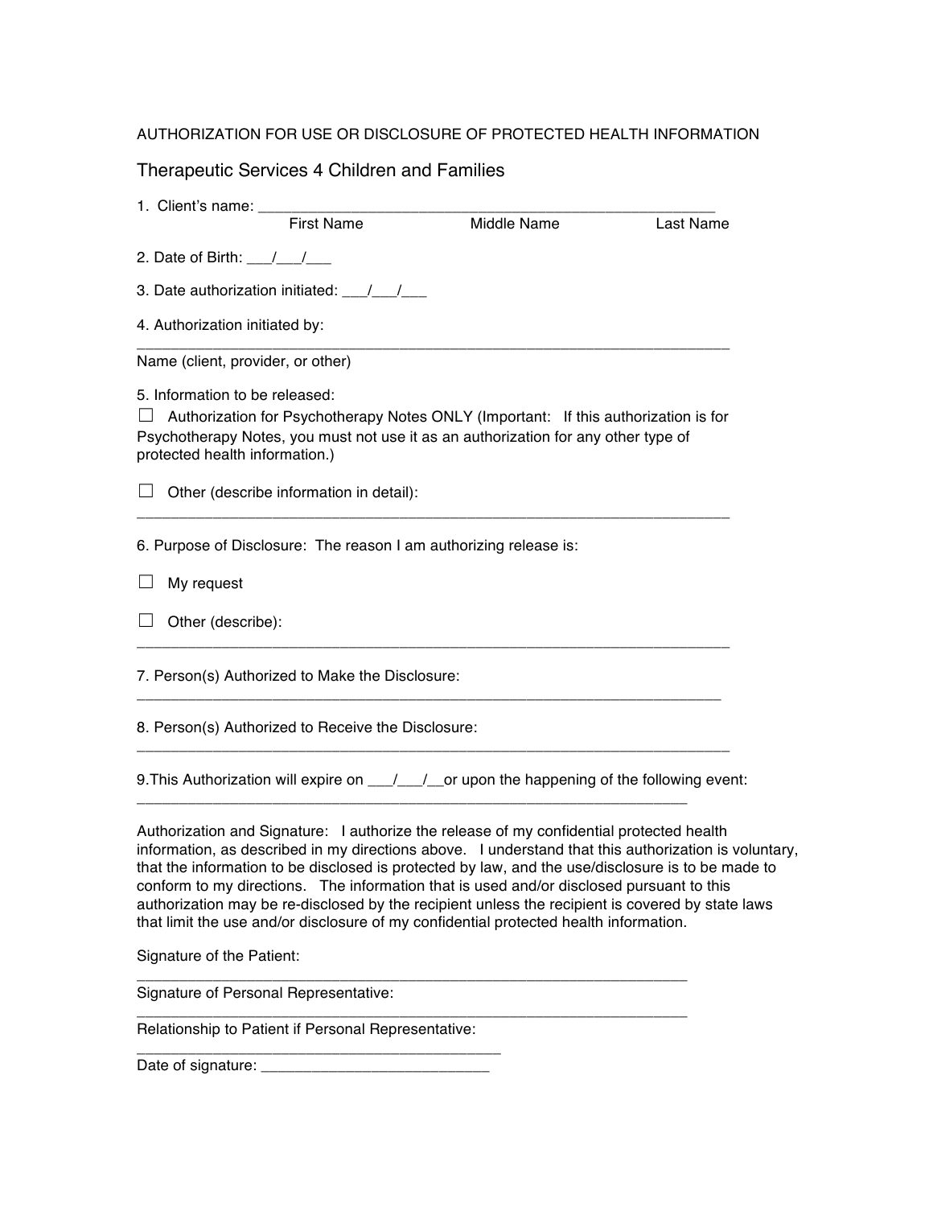AUTHORIZATION FOR USE OR DISCLOSURE OF PROTECTED HEALTH INFORMATION

## Therapeutic Services 4 Children and Families

1. Client's name: ______________________________________________________
First Name Middle Name Last Name

2. Date of Birth: ___/___/___

3. Date authorization initiated: ___/___/___

4. Authorization initiated by:
_______________________________________________________________________
Name (client, provider, or other)

5. Information to be released:

☐ Authorization for Psychotherapy Notes ONLY (Important: If this authorization is for Psychotherapy Notes, you must not use it as an authorization for any other type of protected health information.)

☐ Other (describe information in detail):
_______________________________________________________________________

6. Purpose of Disclosure: The reason I am authorizing release is:

☐ My request

☐ Other (describe):
_______________________________________________________________________

7. Person(s) Authorized to Make the Disclosure:
_______________________________________________________________________

8. Person(s) Authorized to Receive the Disclosure:
_______________________________________________________________________

9.This Authorization will expire on ___/___/__or upon the happening of the following event:
_________________________________________________________________

Authorization and Signature: I authorize the release of my confidential protected health information, as described in my directions above. I understand that this authorization is voluntary, that the information to be disclosed is protected by law, and the use/disclosure is to be made to conform to my directions. The information that is used and/or disclosed pursuant to this authorization may be re-disclosed by the recipient unless the recipient is covered by state laws that limit the use and/or disclosure of my confidential protected health information.

Signature of the Patient:
_________________________________________________________________

Signature of Personal Representative:
_________________________________________________________________

Relationship to Patient if Personal Representative:
__________________________________________

Date of signature: __________________________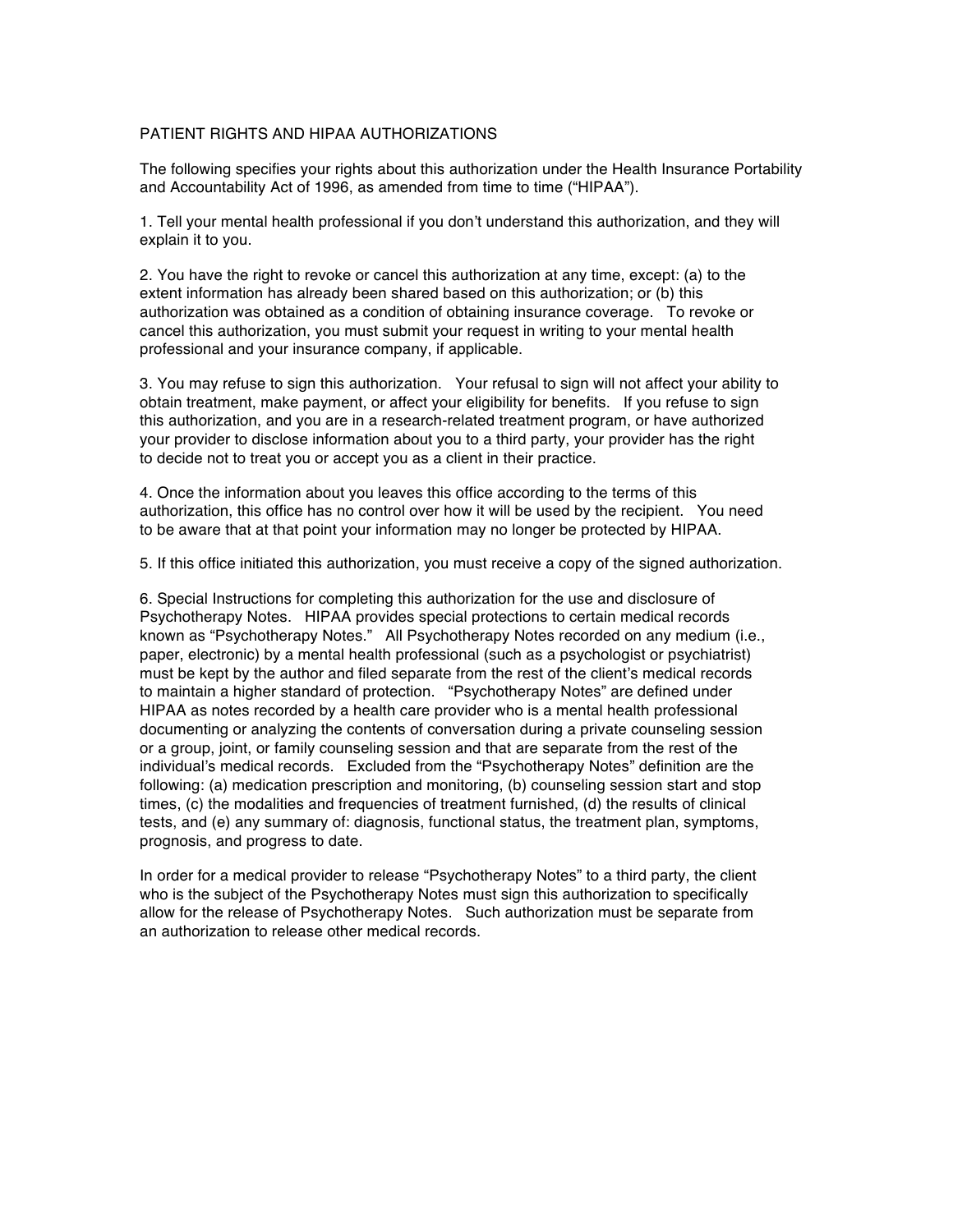# PATIENT RIGHTS AND HIPAA AUTHORIZATIONS

The following specifies your rights about this authorization under the Health Insurance Portability and Accountability Act of 1996, as amended from time to time ("HIPAA").

1. Tell your mental health professional if you don't understand this authorization, and they will explain it to you.

2. You have the right to revoke or cancel this authorization at any time, except: (a) to the extent information has already been shared based on this authorization; or (b) this authorization was obtained as a condition of obtaining insurance coverage. To revoke or cancel this authorization, you must submit your request in writing to your mental health professional and your insurance company, if applicable.

3. You may refuse to sign this authorization. Your refusal to sign will not affect your ability to obtain treatment, make payment, or affect your eligibility for benefits. If you refuse to sign this authorization, and you are in a research-related treatment program, or have authorized your provider to disclose information about you to a third party, your provider has the right to decide not to treat you or accept you as a client in their practice.

4. Once the information about you leaves this office according to the terms of this authorization, this office has no control over how it will be used by the recipient. You need to be aware that at that point your information may no longer be protected by HIPAA.

5. If this office initiated this authorization, you must receive a copy of the signed authorization.

6. Special Instructions for completing this authorization for the use and disclosure of Psychotherapy Notes. HIPAA provides special protections to certain medical records known as "Psychotherapy Notes." All Psychotherapy Notes recorded on any medium (i.e., paper, electronic) by a mental health professional (such as a psychologist or psychiatrist) must be kept by the author and filed separate from the rest of the client's medical records to maintain a higher standard of protection. "Psychotherapy Notes" are defined under HIPAA as notes recorded by a health care provider who is a mental health professional documenting or analyzing the contents of conversation during a private counseling session or a group, joint, or family counseling session and that are separate from the rest of the individual's medical records. Excluded from the "Psychotherapy Notes" definition are the following: (a) medication prescription and monitoring, (b) counseling session start and stop times, (c) the modalities and frequencies of treatment furnished, (d) the results of clinical tests, and (e) any summary of: diagnosis, functional status, the treatment plan, symptoms, prognosis, and progress to date.

In order for a medical provider to release "Psychotherapy Notes" to a third party, the client who is the subject of the Psychotherapy Notes must sign this authorization to specifically allow for the release of Psychotherapy Notes. Such authorization must be separate from an authorization to release other medical records.